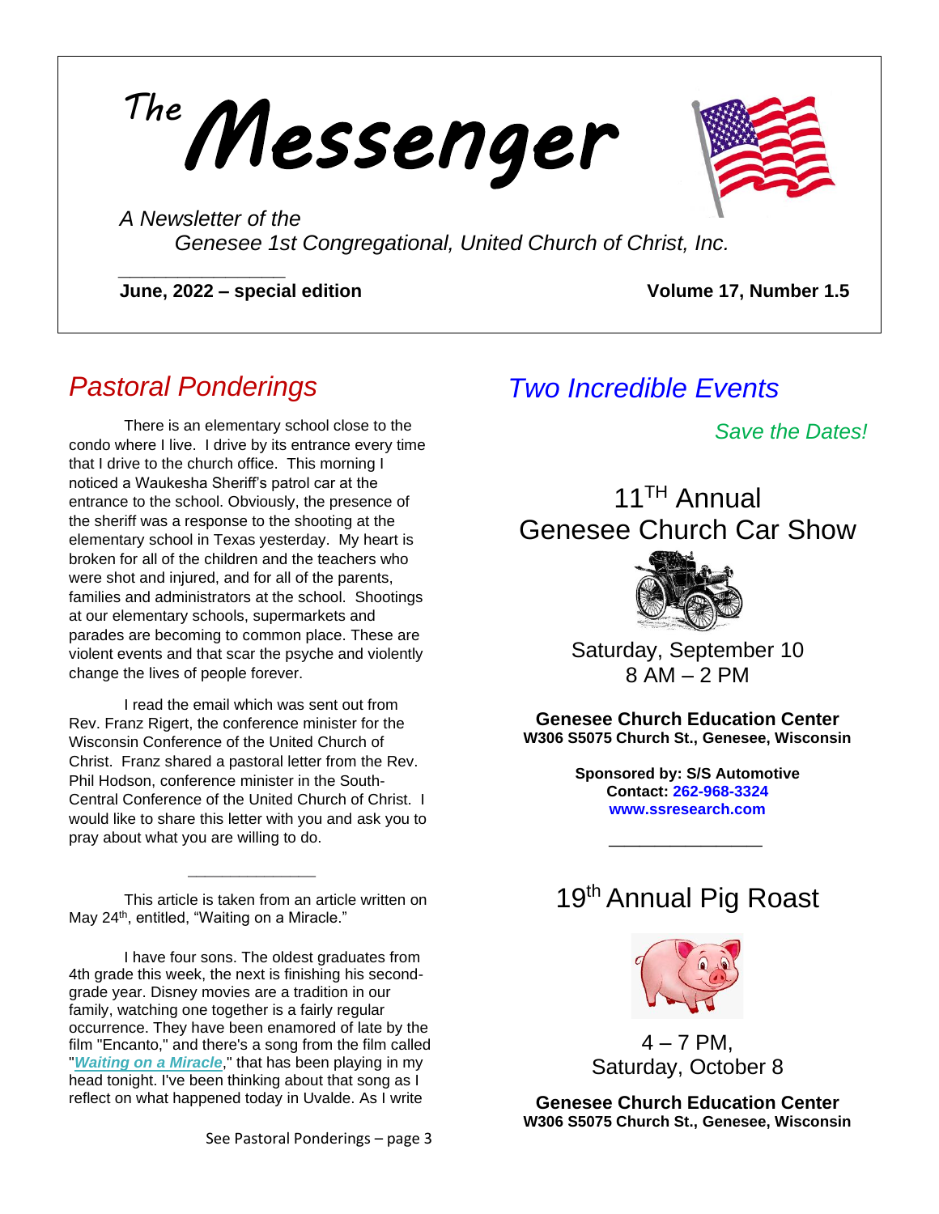# The Messenger

*A Newsletter of the Genesee 1st Congregational, United Church of Christ, Inc.*

**June, 2022 – special edition** **Volume 17, Number 1.5**

## *Pastoral Ponderings*

There is an elementary school close to the condo where I live. I drive by its entrance every time that I drive to the church office. This morning I noticed a Waukesha Sheriff's patrol car at the entrance to the school. Obviously, the presence of the sheriff was a response to the shooting at the elementary school in Texas yesterday. My heart is broken for all of the children and the teachers who were shot and injured, and for all of the parents, families and administrators at the school. Shootings at our elementary schools, supermarkets and parades are becoming to common place. These are violent events and that scar the psyche and violently change the lives of people forever.

I read the email which was sent out from Rev. Franz Rigert, the conference minister for the Wisconsin Conference of the United Church of Christ. Franz shared a pastoral letter from the Rev. Phil Hodson, conference minister in the South-Central Conference of the United Church of Christ. I would like to share this letter with you and ask you to pray about what you are willing to do.

---

This article is taken from an article written on May 24th, entitled, "Waiting on a Miracle."

I have four sons. The oldest graduates from 4th grade this week, the next is finishing his second-grade year. Disney movies are a tradition in our family, watching one together is a fairly regular occurrence. They have been enamored of late by the film "Encanto," and there's a song from the film called "***Waiting on a Miracle***," that has been playing in my head tonight. I've been thinking about that song as I reflect on what happened today in Uvalde. As I write

See Pastoral Ponderings – page 3

## *Two Incredible Events*

*Save the Dates!*

### 11TH Annual Genesee Church Car Show

Saturday, September 10
8 AM – 2 PM

**Genesee Church Education Center**
**W306 S5075 Church St., Genesee, Wisconsin**

**Sponsored by: S/S Automotive**
**Contact: 262-968-3324**
**www.ssresearch.com**

---

### 19th Annual Pig Roast

4 – 7 PM,
Saturday, October 8

**Genesee Church Education Center**
**W306 S5075 Church St., Genesee, Wisconsin**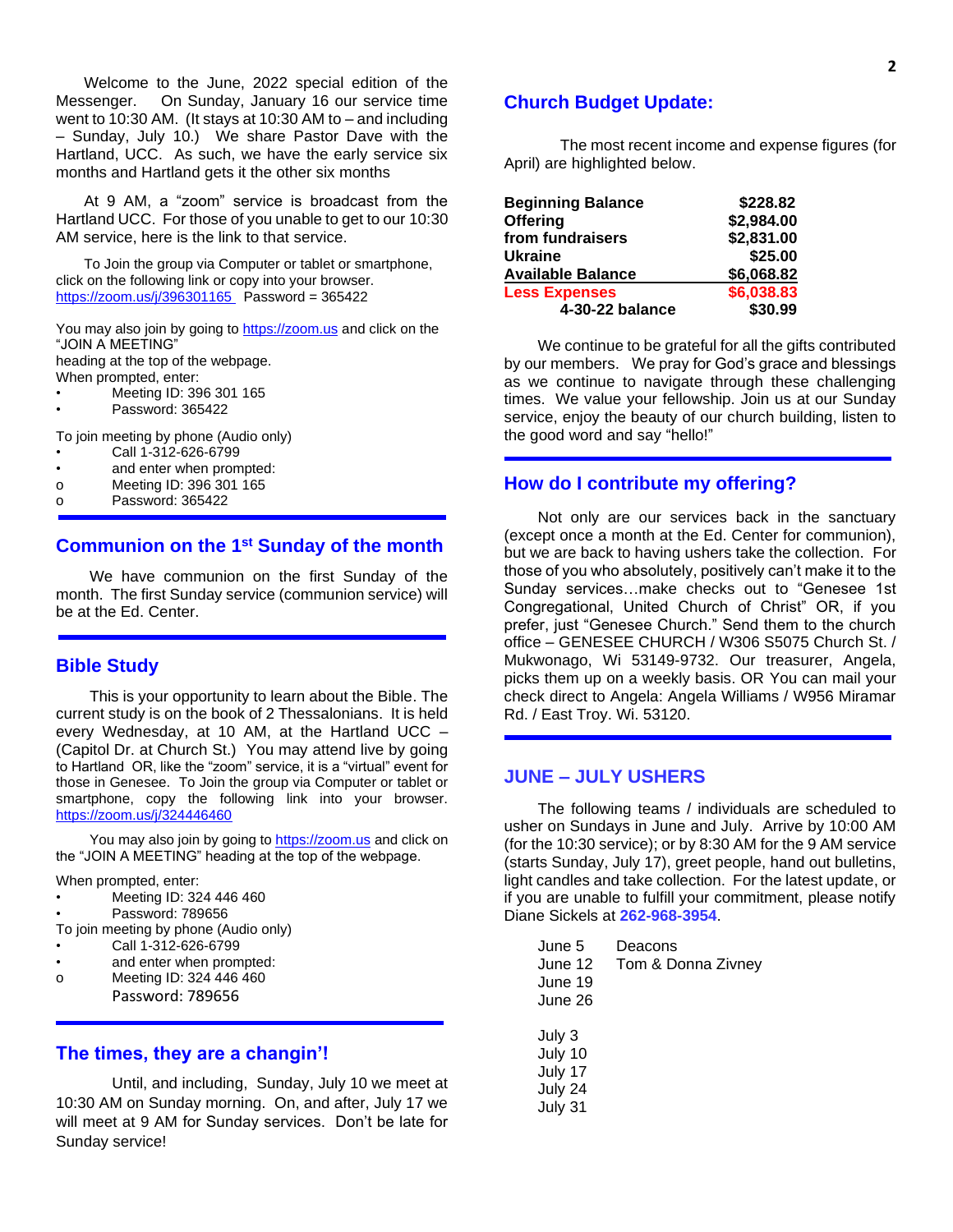Welcome to the June, 2022 special edition of the Messenger. On Sunday, January 16 our service time went to 10:30 AM. (It stays at 10:30 AM to – and including – Sunday, July 10.) We share Pastor Dave with the Hartland, UCC. As such, we have the early service six months and Hartland gets it the other six months

At 9 AM, a "zoom" service is broadcast from the Hartland UCC. For those of you unable to get to our 10:30 AM service, here is the link to that service.

To Join the group via Computer or tablet or smartphone, click on the following link or copy into your browser. https://zoom.us/j/396301165 Password = 365422

You may also join by going to https://zoom.us and click on the "JOIN A MEETING" heading at the top of the webpage.
When prompted, enter:

- Meeting ID: 396 301 165
- Password: 365422

To join meeting by phone (Audio only)

- Call 1-312-626-6799
- and enter when prompted:
  - Meeting ID: 396 301 165
  - Password: 365422

## Communion on the 1st Sunday of the month

We have communion on the first Sunday of the month. The first Sunday service (communion service) will be at the Ed. Center.

## Bible Study

This is your opportunity to learn about the Bible. The current study is on the book of 2 Thessalonians. It is held every Wednesday, at 10 AM, at the Hartland UCC – (Capitol Dr. at Church St.) You may attend live by going to Hartland OR, like the "zoom" service, it is a "virtual" event for those in Genesee. To Join the group via Computer or tablet or smartphone, copy the following link into your browser. https://zoom.us/j/324446460

You may also join by going to https://zoom.us and click on the "JOIN A MEETING" heading at the top of the webpage.

When prompted, enter:

- Meeting ID: 324 446 460
- Password: 789656

To join meeting by phone (Audio only)

- Call 1-312-626-6799
- and enter when prompted:
  - Meeting ID: 324 446 460
  
    Password: 789656

## The times, they are a changin'!

Until, and including, Sunday, July 10 we meet at 10:30 AM on Sunday morning. On, and after, July 17 we will meet at 9 AM for Sunday services. Don't be late for Sunday service!

## Church Budget Update:

The most recent income and expense figures (for April) are highlighted below.

| | |
|---|---|
| **Beginning Balance** | **$228.82** |
| **Offering** | **$2,984.00** |
| **from fundraisers** | **$2,831.00** |
| **Ukraine** | **$25.00** |
| **Available Balance** | **$6,068.82** |
| **Less Expenses** | **$6,038.83** |
| **4-30-22 balance** | **$30.99** |

We continue to be grateful for all the gifts contributed by our members. We pray for God's grace and blessings as we continue to navigate through these challenging times. We value your fellowship. Join us at our Sunday service, enjoy the beauty of our church building, listen to the good word and say "hello!"

## How do I contribute my offering?

Not only are our services back in the sanctuary (except once a month at the Ed. Center for communion), but we are back to having ushers take the collection. For those of you who absolutely, positively can't make it to the Sunday services…make checks out to "Genesee 1st Congregational, United Church of Christ" OR, if you prefer, just "Genesee Church." Send them to the church office – GENESEE CHURCH / W306 S5075 Church St. / Mukwonago, Wi 53149-9732. Our treasurer, Angela, picks them up on a weekly basis. OR You can mail your check direct to Angela: Angela Williams / W956 Miramar Rd. / East Troy. Wi. 53120.

## JUNE – JULY USHERS

The following teams / individuals are scheduled to usher on Sundays in June and July. Arrive by 10:00 AM (for the 10:30 service); or by 8:30 AM for the 9 AM service (starts Sunday, July 17), greet people, hand out bulletins, light candles and take collection. For the latest update, or if you are unable to fulfill your commitment, please notify Diane Sickels at **262-968-3954**.

| | |
|---|---|
| June 5 | Deacons |
| June 12 | Tom & Donna Zivney |
| June 19 | |
| June 26 | |
| July 3 | |
| July 10 | |
| July 17 | |
| July 24 | |
| July 31 | |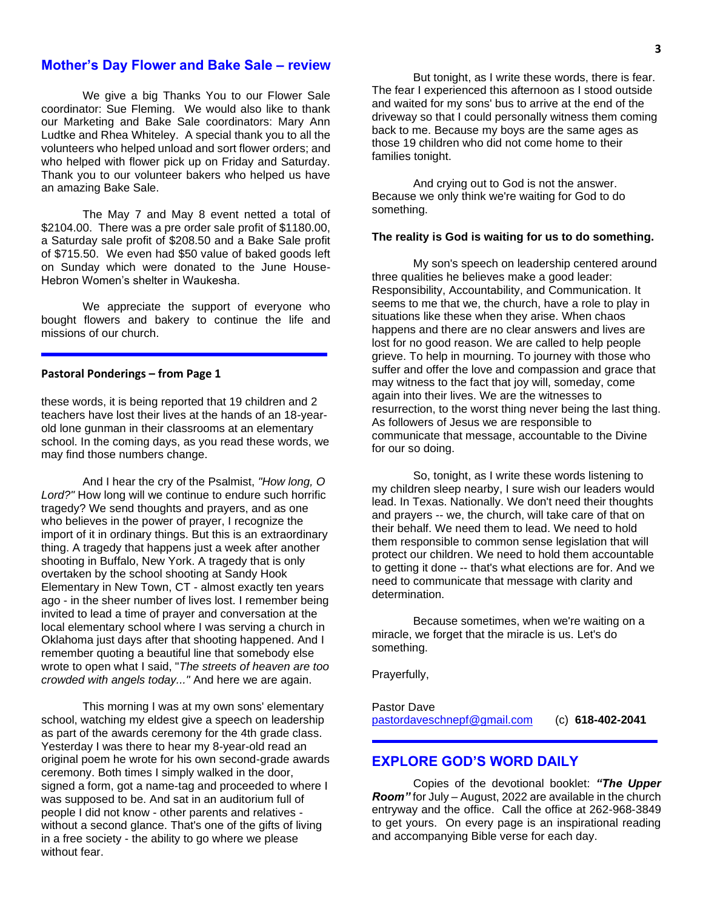## Mother's Day Flower and Bake Sale – review

We give a big Thanks You to our Flower Sale coordinator: Sue Fleming. We would also like to thank our Marketing and Bake Sale coordinators: Mary Ann Ludtke and Rhea Whiteley. A special thank you to all the volunteers who helped unload and sort flower orders; and who helped with flower pick up on Friday and Saturday. Thank you to our volunteer bakers who helped us have an amazing Bake Sale.

The May 7 and May 8 event netted a total of $2104.00. There was a pre order sale profit of $1180.00, a Saturday sale profit of $208.50 and a Bake Sale profit of $715.50. We even had $50 value of baked goods left on Sunday which were donated to the June House-Hebron Women's shelter in Waukesha.

We appreciate the support of everyone who bought flowers and bakery to continue the life and missions of our church.

---

**Pastoral Ponderings – from Page 1**

these words, it is being reported that 19 children and 2 teachers have lost their lives at the hands of an 18-year-old lone gunman in their classrooms at an elementary school. In the coming days, as you read these words, we may find those numbers change.

And I hear the cry of the Psalmist, *"How long, O Lord?"* How long will we continue to endure such horrific tragedy? We send thoughts and prayers, and as one who believes in the power of prayer, I recognize the import of it in ordinary things. But this is an extraordinary thing. A tragedy that happens just a week after another shooting in Buffalo, New York. A tragedy that is only overtaken by the school shooting at Sandy Hook Elementary in New Town, CT - almost exactly ten years ago - in the sheer number of lives lost. I remember being invited to lead a time of prayer and conversation at the local elementary school where I was serving a church in Oklahoma just days after that shooting happened. And I remember quoting a beautiful line that somebody else wrote to open what I said, "*The streets of heaven are too crowded with angels today..."* And here we are again.

This morning I was at my own sons' elementary school, watching my eldest give a speech on leadership as part of the awards ceremony for the 4th grade class. Yesterday I was there to hear my 8-year-old read an original poem he wrote for his own second-grade awards ceremony. Both times I simply walked in the door, signed a form, got a name-tag and proceeded to where I was supposed to be. And sat in an auditorium full of people I did not know - other parents and relatives - without a second glance. That's one of the gifts of living in a free society - the ability to go where we please without fear.

But tonight, as I write these words, there is fear. The fear I experienced this afternoon as I stood outside and waited for my sons' bus to arrive at the end of the driveway so that I could personally witness them coming back to me. Because my boys are the same ages as those 19 children who did not come home to their families tonight.

And crying out to God is not the answer. Because we only think we're waiting for God to do something.

**The reality is God is waiting for us to do something.**

My son's speech on leadership centered around three qualities he believes make a good leader: Responsibility, Accountability, and Communication. It seems to me that we, the church, have a role to play in situations like these when they arise. When chaos happens and there are no clear answers and lives are lost for no good reason. We are called to help people grieve. To help in mourning. To journey with those who suffer and offer the love and compassion and grace that may witness to the fact that joy will, someday, come again into their lives. We are the witnesses to resurrection, to the worst thing never being the last thing. As followers of Jesus we are responsible to communicate that message, accountable to the Divine for our so doing.

So, tonight, as I write these words listening to my children sleep nearby, I sure wish our leaders would lead. In Texas. Nationally. We don't need their thoughts and prayers -- we, the church, will take care of that on their behalf. We need them to lead. We need to hold them responsible to common sense legislation that will protect our children. We need to hold them accountable to getting it done -- that's what elections are for. And we need to communicate that message with clarity and determination.

Because sometimes, when we're waiting on a miracle, we forget that the miracle is us. Let's do something.

Prayerfully,

Pastor Dave
pastordaveschnepf@gmail.com (c) **618-402-2041**

---

## EXPLORE GOD'S WORD DAILY

Copies of the devotional booklet: ***"The Upper Room"*** for July – August, 2022 are available in the church entryway and the office. Call the office at 262-968-3849 to get yours. On every page is an inspirational reading and accompanying Bible verse for each day.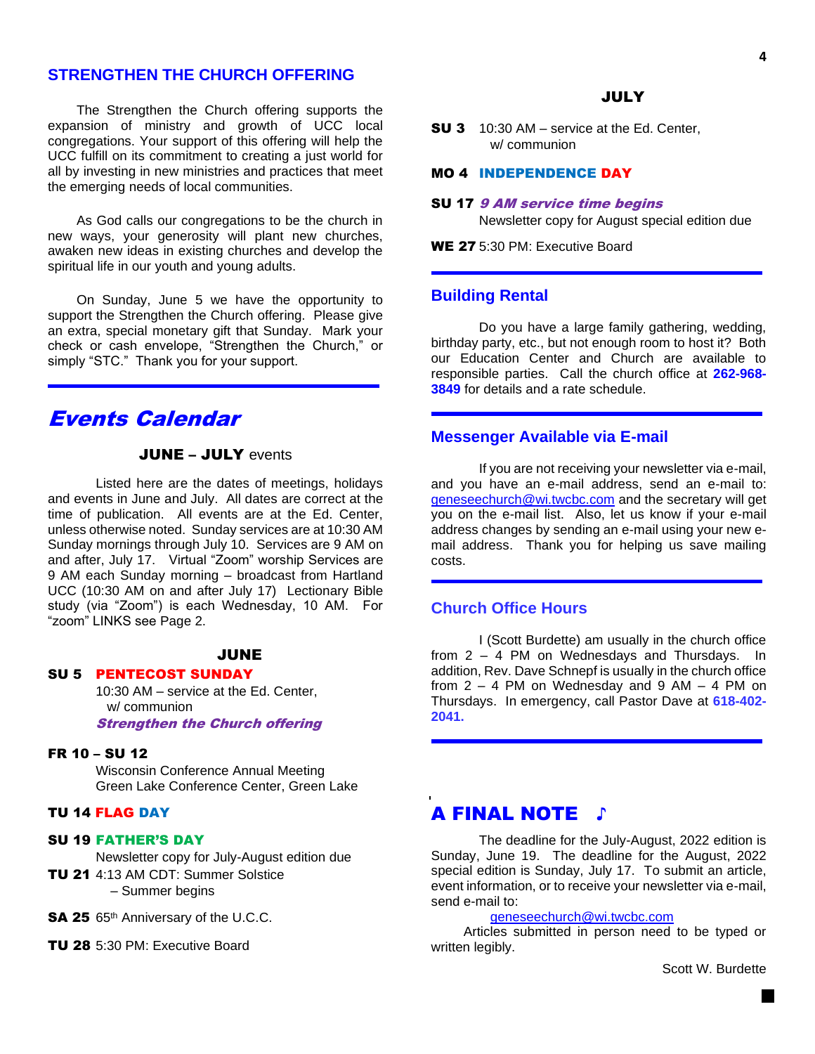## STRENGTHEN THE CHURCH OFFERING

The Strengthen the Church offering supports the expansion of ministry and growth of UCC local congregations. Your support of this offering will help the UCC fulfill on its commitment to creating a just world for all by investing in new ministries and practices that meet the emerging needs of local communities.

As God calls our congregations to be the church in new ways, your generosity will plant new churches, awaken new ideas in existing churches and develop the spiritual life in our youth and young adults.

On Sunday, June 5 we have the opportunity to support the Strengthen the Church offering. Please give an extra, special monetary gift that Sunday. Mark your check or cash envelope, "Strengthen the Church," or simply "STC." Thank you for your support.

---

# *Events Calendar*

### JUNE – JULY events

Listed here are the dates of meetings, holidays and events in June and July. All dates are correct at the time of publication. All events are at the Ed. Center, unless otherwise noted. Sunday services are at 10:30 AM Sunday mornings through July 10. Services are 9 AM on and after, July 17. Virtual "Zoom" worship Services are 9 AM each Sunday morning – broadcast from Hartland UCC (10:30 AM on and after July 17) Lectionary Bible study (via "Zoom") is each Wednesday, 10 AM. For "zoom" LINKS see Page 2.

### JUNE

**SU 5** **PENTECOST SUNDAY**
10:30 AM – service at the Ed. Center, w/ communion
***Strengthen the Church offering***

**FR 10 – SU 12**
Wisconsin Conference Annual Meeting
Green Lake Conference Center, Green Lake

**TU 14** **FLAG DAY**

**SU 19** **FATHER'S DAY**
Newsletter copy for July-August edition due

**TU 21** 4:13 AM CDT: Summer Solstice – Summer begins

**SA 25** 65th Anniversary of the U.C.C.

**TU 28** 5:30 PM: Executive Board

### JULY

**SU 3** 10:30 AM – service at the Ed. Center, w/ communion

**MO 4** **INDEPENDENCE DAY**

**SU 17** ***9 AM service time begins***
Newsletter copy for August special edition due

**WE 27** 5:30 PM: Executive Board

---

## Building Rental

Do you have a large family gathering, wedding, birthday party, etc., but not enough room to host it? Both our Education Center and Church are available to responsible parties. Call the church office at **262-968-3849** for details and a rate schedule.

---

## Messenger Available via E-mail

If you are not receiving your newsletter via e-mail, and you have an e-mail address, send an e-mail to: geneseechurch@wi.twcbc.com and the secretary will get you on the e-mail list. Also, let us know if your e-mail address changes by sending an e-mail using your new e-mail address. Thank you for helping us save mailing costs.

---

## Church Office Hours

I (Scott Burdette) am usually in the church office from 2 – 4 PM on Wednesdays and Thursdays. In addition, Rev. Dave Schnepf is usually in the church office from 2 – 4 PM on Wednesday and 9 AM – 4 PM on Thursdays. In emergency, call Pastor Dave at **618-402-2041.**

---

## A FINAL NOTE ♪

The deadline for the July-August, 2022 edition is Sunday, June 19. The deadline for the August, 2022 special edition is Sunday, July 17. To submit an article, event information, or to receive your newsletter via e-mail, send e-mail to:

geneseechurch@wi.twcbc.com

Articles submitted in person need to be typed or written legibly.

Scott W. Burdette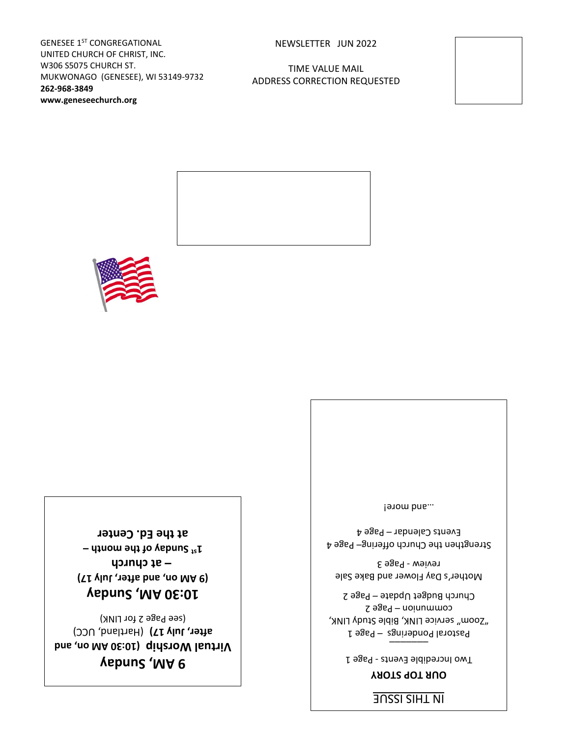GENESEE 1ST CONGREGATIONAL
UNITED CHURCH OF CHRIST, INC.
W306 S5075 CHURCH ST.
MUKWONAGO (GENESEE), WI 53149-9732
**262-968-3849**
**www.geneseechurch.org**

NEWSLETTER JUN 2022

TIME VALUE MAIL
ADDRESS CORRECTION REQUESTED

IN THIS ISSUE

**OUR TOP STORY**

Two Incredible Events - Page 1

Pastoral Ponderings – Page 1
"Zoom" service LINK, Bible Study LINK, communion – Page 2
Church Budget Update – Page 2

Mother's Day Flower and Bake Sale review - Page 3

Strengthen the Church offering– Page 4
Events Calendar – Page 4

...and more!

**9 AM, Sunday**

**Virtual Worship (10:30 AM on, and after, July 17)** (Hartland, UCC)
(see Page 2 for LINK)

**10:30 AM, Sunday**

**(9 AM on, and after, July 17)**
**– at church**
**1st Sunday of the month –**
**at the Ed. Center**